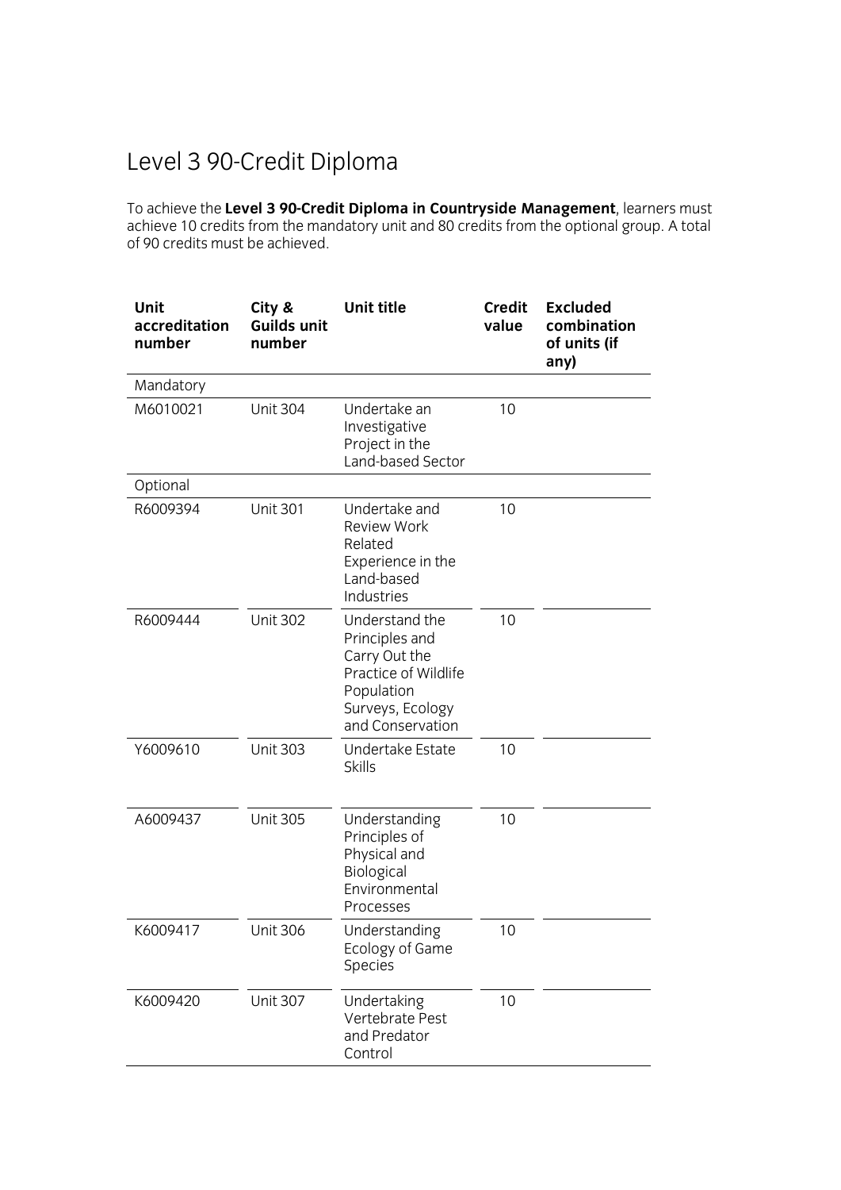# Level 3 90-Credit Diploma

To achieve the **Level 3 90-Credit Diploma in Countryside Management**, learners must achieve 10 credits from the mandatory unit and 80 credits from the optional group. A total of 90 credits must be achieved.

| Unit accreditation number | City & Guilds unit number | Unit title | Credit value | Excluded combination of units (if any) |
|---|---|---|---|---|
| Mandatory | | | | |
| M6010021 | Unit 304 | Undertake an Investigative Project in the Land-based Sector | 10 | |
| Optional | | | | |
| R6009394 | Unit 301 | Undertake and Review Work Related Experience in the Land-based Industries | 10 | |
| R6009444 | Unit 302 | Understand the Principles and Carry Out the Practice of Wildlife Population Surveys, Ecology and Conservation | 10 | |
| Y6009610 | Unit 303 | Undertake Estate Skills | 10 | |
| A6009437 | Unit 305 | Understanding Principles of Physical and Biological Environmental Processes | 10 | |
| K6009417 | Unit 306 | Understanding Ecology of Game Species | 10 | |
| K6009420 | Unit 307 | Undertaking Vertebrate Pest and Predator Control | 10 | |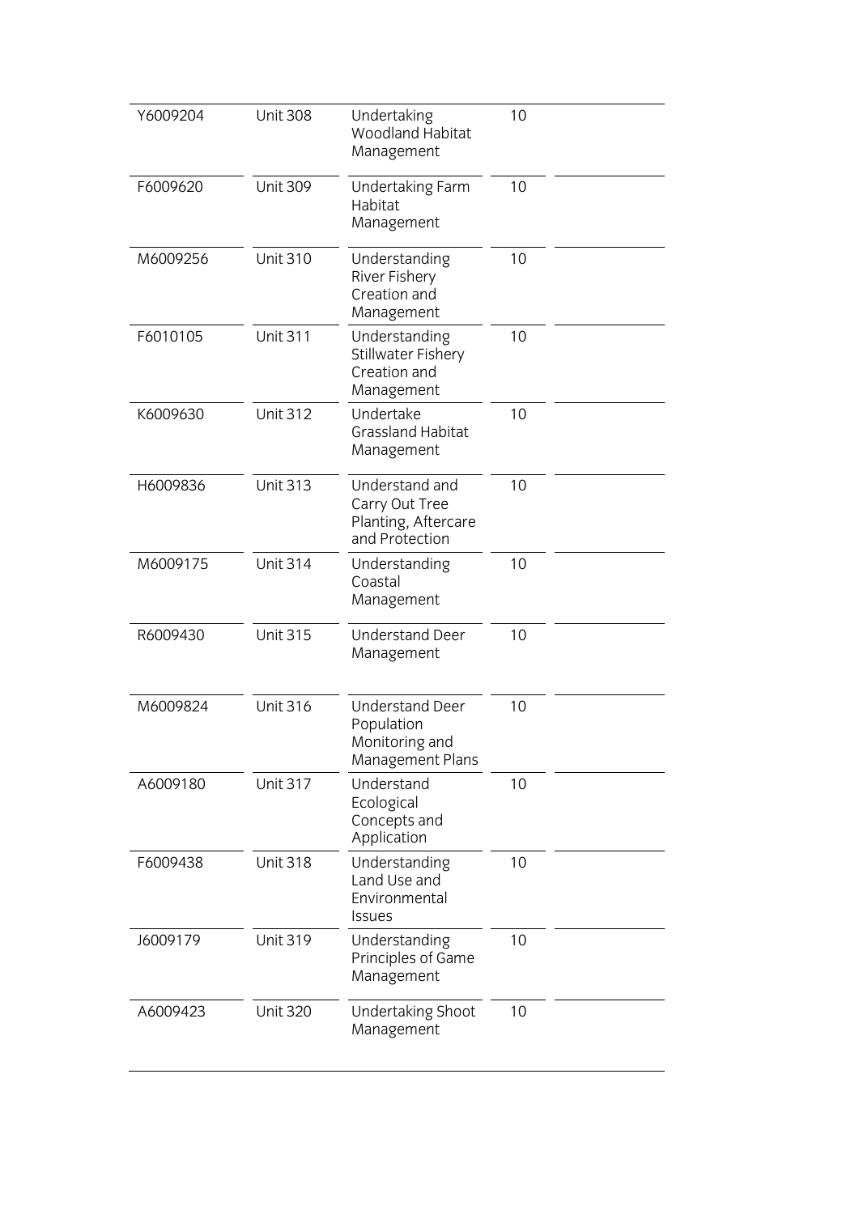| | | | | |
|---|---|---|---|---|
| Y6009204 | Unit 308 | Undertaking Woodland Habitat Management | 10 | |
| F6009620 | Unit 309 | Undertaking Farm Habitat Management | 10 | |
| M6009256 | Unit 310 | Understanding River Fishery Creation and Management | 10 | |
| F6010105 | Unit 311 | Understanding Stillwater Fishery Creation and Management | 10 | |
| K6009630 | Unit 312 | Undertake Grassland Habitat Management | 10 | |
| H6009836 | Unit 313 | Understand and Carry Out Tree Planting, Aftercare and Protection | 10 | |
| M6009175 | Unit 314 | Understanding Coastal Management | 10 | |
| R6009430 | Unit 315 | Understand Deer Management | 10 | |
| M6009824 | Unit 316 | Understand Deer Population Monitoring and Management Plans | 10 | |
| A6009180 | Unit 317 | Understand Ecological Concepts and Application | 10 | |
| F6009438 | Unit 318 | Understanding Land Use and Environmental Issues | 10 | |
| J6009179 | Unit 319 | Understanding Principles of Game Management | 10 | |
| A6009423 | Unit 320 | Undertaking Shoot Management | 10 | |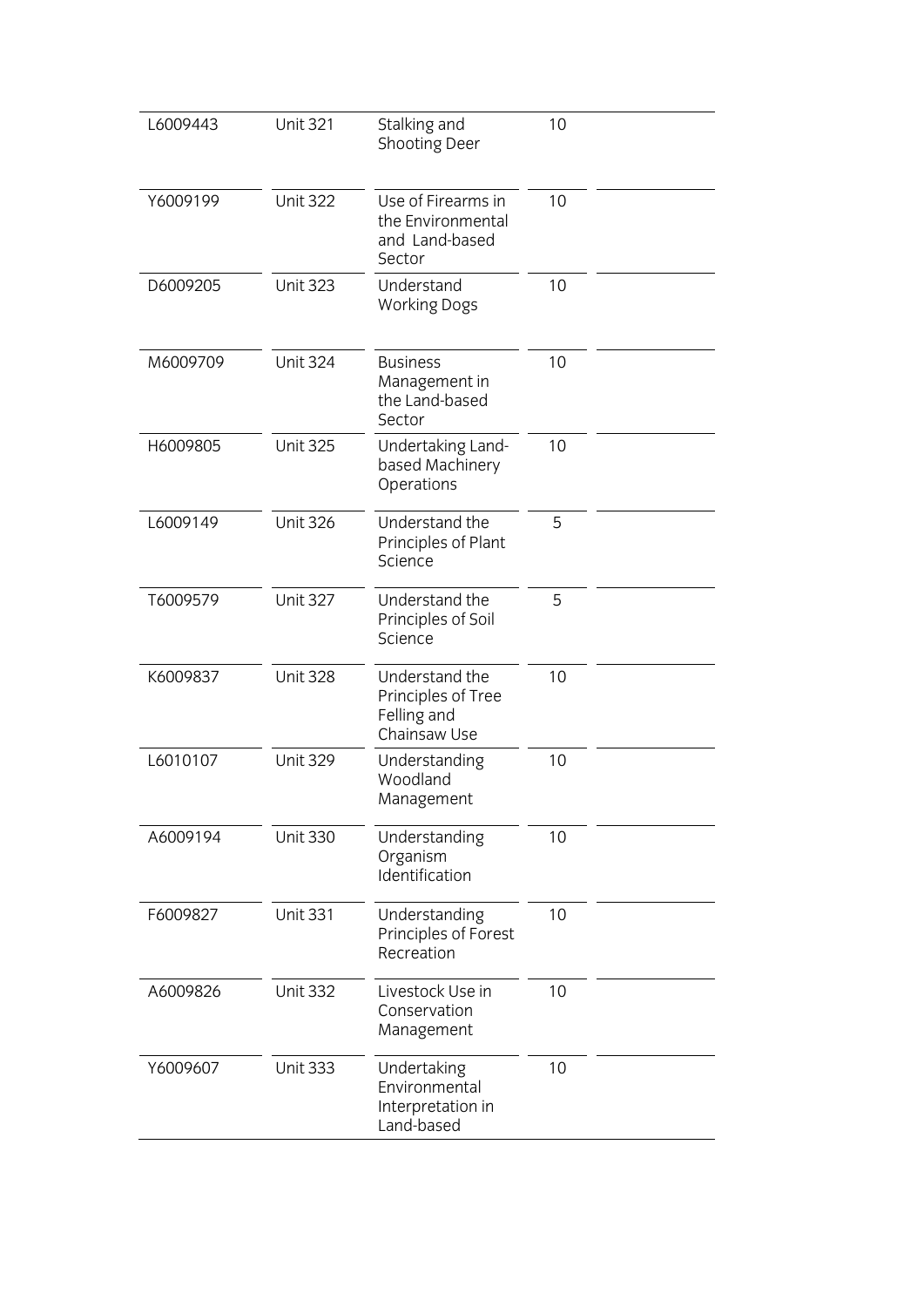| | | | | |
|---|---|---|---|---|
| L6009443 | Unit 321 | Stalking and Shooting Deer | 10 | |
| Y6009199 | Unit 322 | Use of Firearms in the Environmental and Land-based Sector | 10 | |
| D6009205 | Unit 323 | Understand Working Dogs | 10 | |
| M6009709 | Unit 324 | Business Management in the Land-based Sector | 10 | |
| H6009805 | Unit 325 | Undertaking Land-based Machinery Operations | 10 | |
| L6009149 | Unit 326 | Understand the Principles of Plant Science | 5 | |
| T6009579 | Unit 327 | Understand the Principles of Soil Science | 5 | |
| K6009837 | Unit 328 | Understand the Principles of Tree Felling and Chainsaw Use | 10 | |
| L6010107 | Unit 329 | Understanding Woodland Management | 10 | |
| A6009194 | Unit 330 | Understanding Organism Identification | 10 | |
| F6009827 | Unit 331 | Understanding Principles of Forest Recreation | 10 | |
| A6009826 | Unit 332 | Livestock Use in Conservation Management | 10 | |
| Y6009607 | Unit 333 | Undertaking Environmental Interpretation in Land-based | 10 | |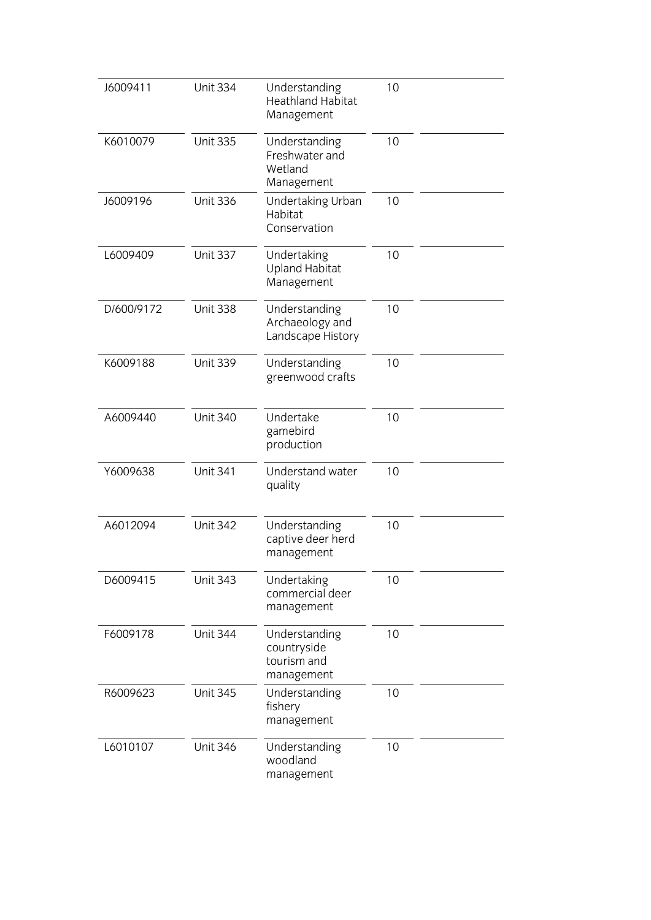| | | | | |
|---|---|---|---|---|
| J6009411 | Unit 334 | Understanding Heathland Habitat Management | 10 | |
| K6010079 | Unit 335 | Understanding Freshwater and Wetland Management | 10 | |
| J6009196 | Unit 336 | Undertaking Urban Habitat Conservation | 10 | |
| L6009409 | Unit 337 | Undertaking Upland Habitat Management | 10 | |
| D/600/9172 | Unit 338 | Understanding Archaeology and Landscape History | 10 | |
| K6009188 | Unit 339 | Understanding greenwood crafts | 10 | |
| A6009440 | Unit 340 | Undertake gamebird production | 10 | |
| Y6009638 | Unit 341 | Understand water quality | 10 | |
| A6012094 | Unit 342 | Understanding captive deer herd management | 10 | |
| D6009415 | Unit 343 | Undertaking commercial deer management | 10 | |
| F6009178 | Unit 344 | Understanding countryside tourism and management | 10 | |
| R6009623 | Unit 345 | Understanding fishery management | 10 | |
| L6010107 | Unit 346 | Understanding woodland management | 10 | |